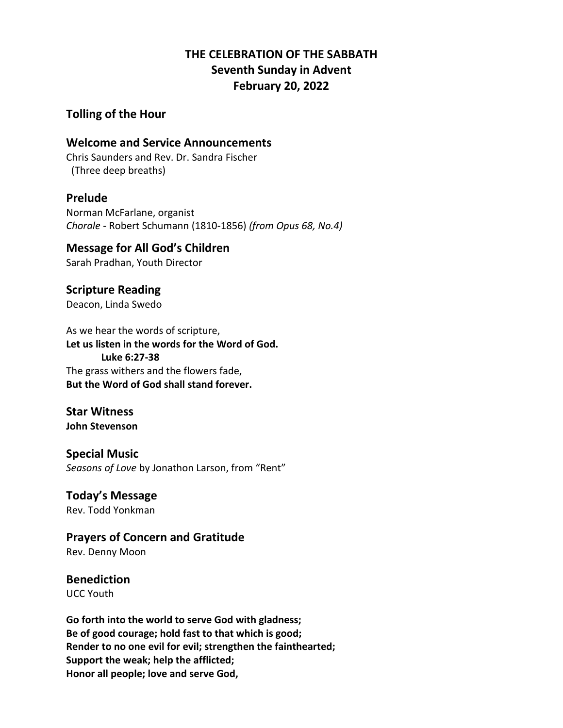# THE CELEBRATION OF THE SABBATH
## Seventh Sunday in Advent
## February 20, 2022

### Tolling of the Hour

### Welcome and Service Announcements

Chris Saunders and Rev. Dr. Sandra Fischer
(Three deep breaths)

### Prelude

Norman McFarlane, organist
*Chorale* - Robert Schumann (1810-1856) *(from Opus 68, No.4)*

### Message for All God's Children

Sarah Pradhan, Youth Director

### Scripture Reading

Deacon, Linda Swedo

As we hear the words of scripture,
**Let us listen in the words for the Word of God.**
**Luke 6:27-38**
The grass withers and the flowers fade,
**But the Word of God shall stand forever.**

### Star Witness

**John Stevenson**

### Special Music

*Seasons of Love* by Jonathon Larson, from "Rent"

### Today's Message

Rev. Todd Yonkman

### Prayers of Concern and Gratitude

Rev. Denny Moon

### Benediction

UCC Youth

**Go forth into the world to serve God with gladness;**
**Be of good courage; hold fast to that which is good;**
**Render to no one evil for evil; strengthen the fainthearted;**
**Support the weak; help the afflicted;**
**Honor all people; love and serve God,**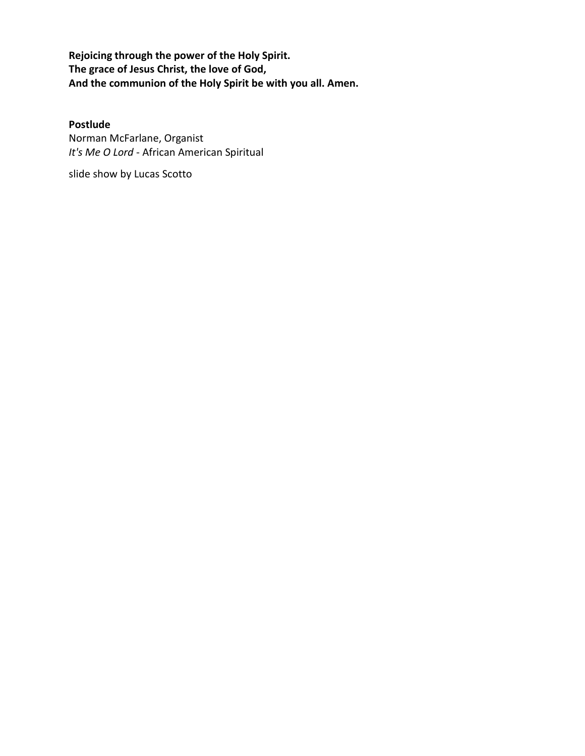**Rejoicing through the power of the Holy Spirit.**
**The grace of Jesus Christ, the love of God,**
**And the communion of the Holy Spirit be with you all. Amen.**

**Postlude**
Norman McFarlane, Organist
*It's Me O Lord* - African American Spiritual

slide show by Lucas Scotto